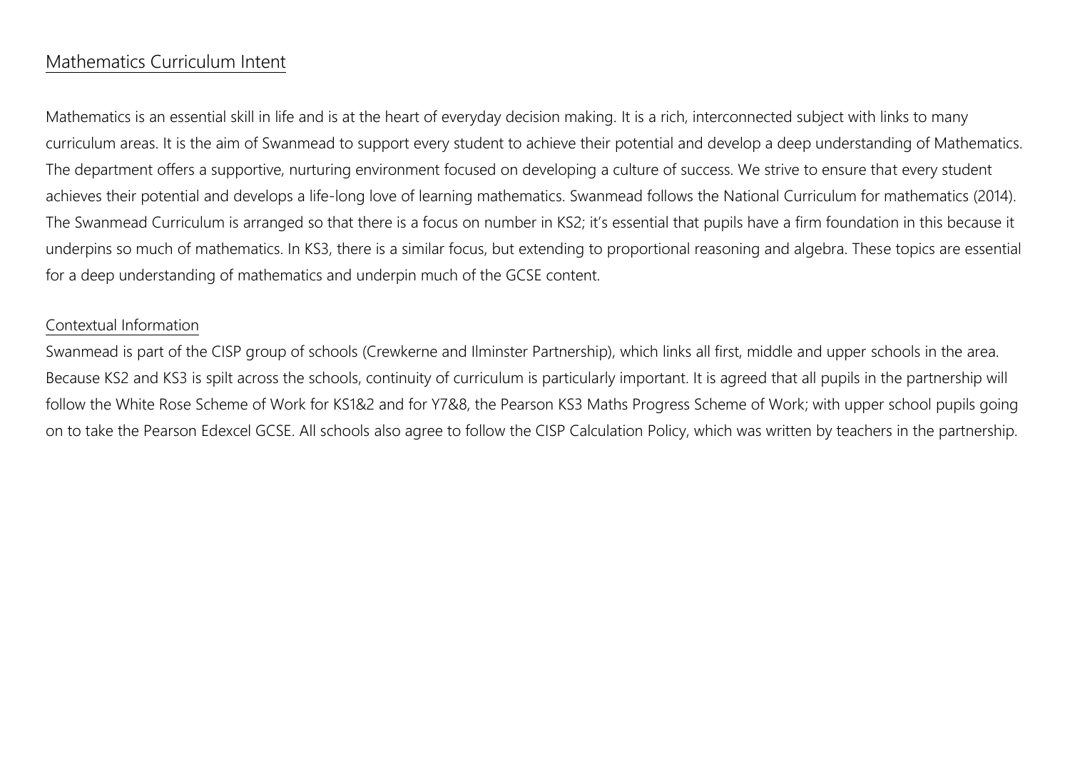## Mathematics Curriculum Intent

Mathematics is an essential skill in life and is at the heart of everyday decision making. It is a rich, interconnected subject with links to many curriculum areas. It is the aim of Swanmead to support every student to achieve their potential and develop a deep understanding of Mathematics. The department offers a supportive, nurturing environment focused on developing a culture of success. We strive to ensure that every student achieves their potential and develops a life-long love of learning mathematics. Swanmead follows the National Curriculum for mathematics (2014). The Swanmead Curriculum is arranged so that there is a focus on number in KS2; it's essential that pupils have a firm foundation in this because it underpins so much of mathematics. In KS3, there is a similar focus, but extending to proportional reasoning and algebra. These topics are essential for a deep understanding of mathematics and underpin much of the GCSE content.

### Contextual Information

Swanmead is part of the CISP group of schools (Crewkerne and Ilminster Partnership), which links all first, middle and upper schools in the area. Because KS2 and KS3 is spilt across the schools, continuity of curriculum is particularly important. It is agreed that all pupils in the partnership will follow the White Rose Scheme of Work for KS1&2 and for Y7&8, the Pearson KS3 Maths Progress Scheme of Work; with upper school pupils going on to take the Pearson Edexcel GCSE. All schools also agree to follow the CISP Calculation Policy, which was written by teachers in the partnership.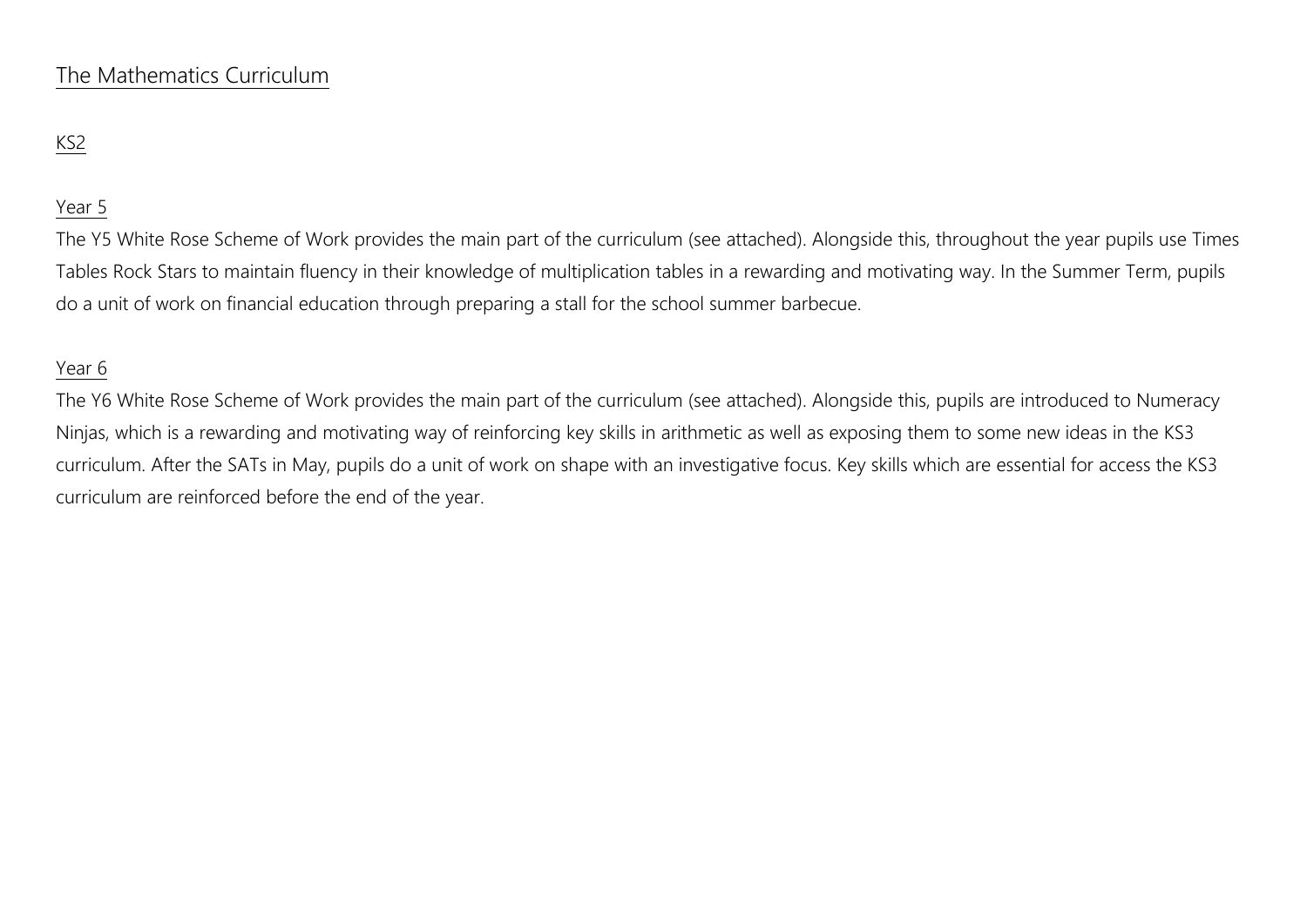# The Mathematics Curriculum

## KS2

### Year 5

The Y5 White Rose Scheme of Work provides the main part of the curriculum (see attached). Alongside this, throughout the year pupils use Times Tables Rock Stars to maintain fluency in their knowledge of multiplication tables in a rewarding and motivating way. In the Summer Term, pupils do a unit of work on financial education through preparing a stall for the school summer barbecue.

### Year 6

The Y6 White Rose Scheme of Work provides the main part of the curriculum (see attached). Alongside this, pupils are introduced to Numeracy Ninjas, which is a rewarding and motivating way of reinforcing key skills in arithmetic as well as exposing them to some new ideas in the KS3 curriculum. After the SATs in May, pupils do a unit of work on shape with an investigative focus. Key skills which are essential for access the KS3 curriculum are reinforced before the end of the year.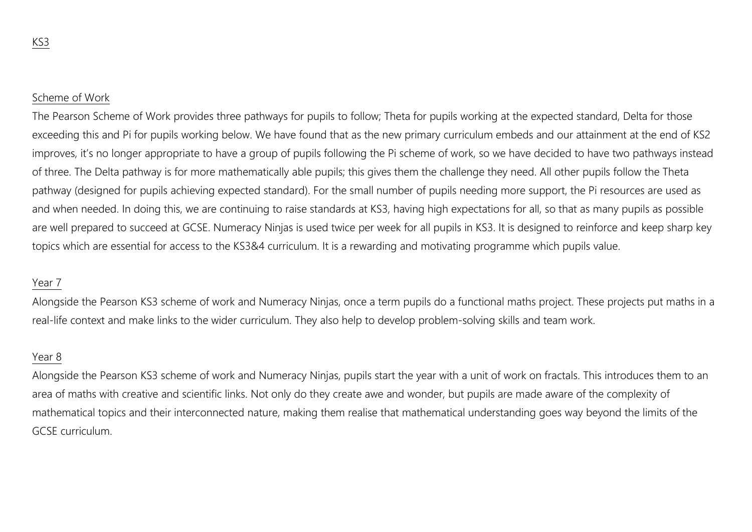## KS3

### Scheme of Work

The Pearson Scheme of Work provides three pathways for pupils to follow; Theta for pupils working at the expected standard, Delta for those exceeding this and Pi for pupils working below. We have found that as the new primary curriculum embeds and our attainment at the end of KS2 improves, it's no longer appropriate to have a group of pupils following the Pi scheme of work, so we have decided to have two pathways instead of three. The Delta pathway is for more mathematically able pupils; this gives them the challenge they need. All other pupils follow the Theta pathway (designed for pupils achieving expected standard). For the small number of pupils needing more support, the Pi resources are used as and when needed. In doing this, we are continuing to raise standards at KS3, having high expectations for all, so that as many pupils as possible are well prepared to succeed at GCSE. Numeracy Ninjas is used twice per week for all pupils in KS3. It is designed to reinforce and keep sharp key topics which are essential for access to the KS3&4 curriculum. It is a rewarding and motivating programme which pupils value.

### Year 7

Alongside the Pearson KS3 scheme of work and Numeracy Ninjas, once a term pupils do a functional maths project. These projects put maths in a real-life context and make links to the wider curriculum. They also help to develop problem-solving skills and team work.

### Year 8

Alongside the Pearson KS3 scheme of work and Numeracy Ninjas, pupils start the year with a unit of work on fractals. This introduces them to an area of maths with creative and scientific links. Not only do they create awe and wonder, but pupils are made aware of the complexity of mathematical topics and their interconnected nature, making them realise that mathematical understanding goes way beyond the limits of the GCSE curriculum.